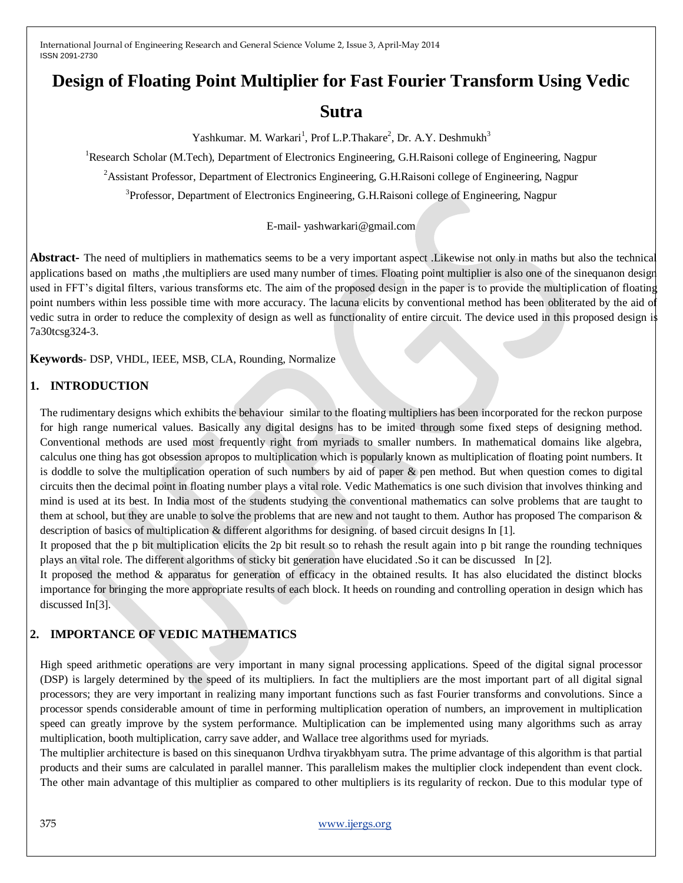# Design of Floating Point Multiplier for Fast Fourier Transform Using Vedic Sutra

Yashkumar. M. Warkari[1], Prof L.P.Thakare[2], Dr. A.Y. Deshmukh[3]

[1]Research Scholar (M.Tech), Department of Electronics Engineering, G.H.Raisoni college of Engineering, Nagpur

[2]Assistant Professor, Department of Electronics Engineering, G.H.Raisoni college of Engineering, Nagpur

[3]Professor, Department of Electronics Engineering, G.H.Raisoni college of Engineering, Nagpur

E-mail- yashwarkari@gmail.com

**Abstract-** The need of multipliers in mathematics seems to be a very important aspect .Likewise not only in maths but also the technical applications based on maths ,the multipliers are used many number of times. Floating point multiplier is also one of the sinequanon design used in FFT's digital filters, various transforms etc. The aim of the proposed design in the paper is to provide the multiplication of floating point numbers within less possible time with more accuracy. The lacuna elicits by conventional method has been obliterated by the aid of vedic sutra in order to reduce the complexity of design as well as functionality of entire circuit. The device used in this proposed design is 7a30tcsg324-3.

**Keywords**- DSP, VHDL, IEEE, MSB, CLA, Rounding, Normalize

## 1. INTRODUCTION

The rudimentary designs which exhibits the behaviour similar to the floating multipliers has been incorporated for the reckon purpose for high range numerical values. Basically any digital designs has to be imited through some fixed steps of designing method. Conventional methods are used most frequently right from myriads to smaller numbers. In mathematical domains like algebra, calculus one thing has got obsession apropos to multiplication which is popularly known as multiplication of floating point numbers. It is doddle to solve the multiplication operation of such numbers by aid of paper & pen method. But when question comes to digital circuits then the decimal point in floating number plays a vital role. Vedic Mathematics is one such division that involves thinking and mind is used at its best. In India most of the students studying the conventional mathematics can solve problems that are taught to them at school, but they are unable to solve the problems that are new and not taught to them. Author has proposed The comparison & description of basics of multiplication & different algorithms for designing. of based circuit designs In [1].

It proposed that the p bit multiplication elicits the 2p bit result so to rehash the result again into p bit range the rounding techniques plays an vital role. The different algorithms of sticky bit generation have elucidated .So it can be discussed In [2].

It proposed the method & apparatus for generation of efficacy in the obtained results. It has also elucidated the distinct blocks importance for bringing the more appropriate results of each block. It heeds on rounding and controlling operation in design which has discussed In[3].

## 2. IMPORTANCE OF VEDIC MATHEMATICS

High speed arithmetic operations are very important in many signal processing applications. Speed of the digital signal processor (DSP) is largely determined by the speed of its multipliers. In fact the multipliers are the most important part of all digital signal processors; they are very important in realizing many important functions such as fast Fourier transforms and convolutions. Since a processor spends considerable amount of time in performing multiplication operation of numbers, an improvement in multiplication speed can greatly improve by the system performance. Multiplication can be implemented using many algorithms such as array multiplication, booth multiplication, carry save adder, and Wallace tree algorithms used for myriads.

The multiplier architecture is based on this sinequanon Urdhva tiryakbhyam sutra. The prime advantage of this algorithm is that partial products and their sums are calculated in parallel manner. This parallelism makes the multiplier clock independent than event clock. The other main advantage of this multiplier as compared to other multipliers is its regularity of reckon. Due to this modular type of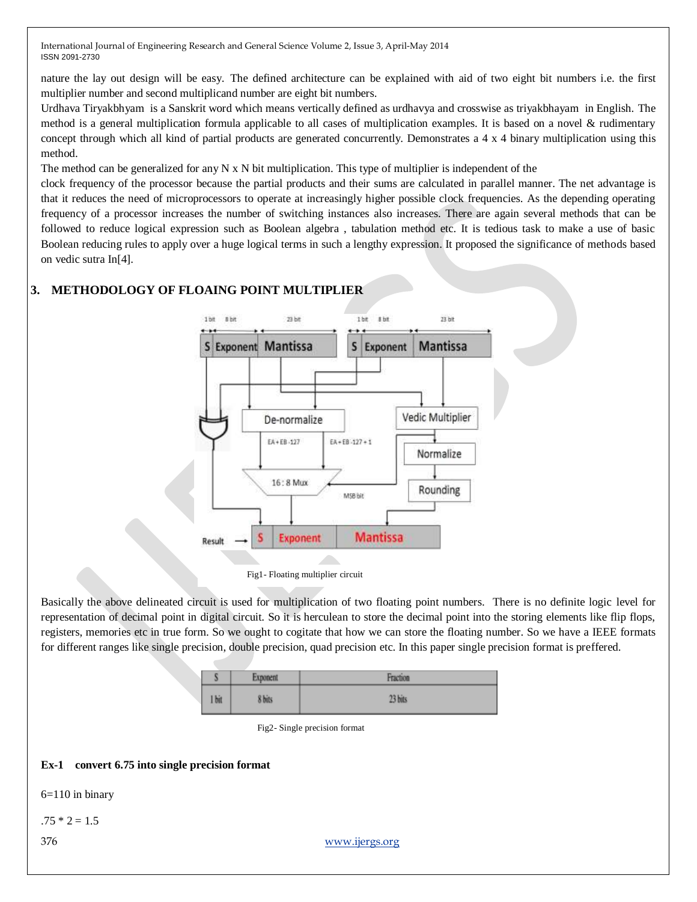nature the lay out design will be easy. The defined architecture can be explained with aid of two eight bit numbers i.e. the first multiplier number and second multiplicand number are eight bit numbers.

Urdhava Tiryakbhyam is a Sanskrit word which means vertically defined as urdhavya and crosswise as triyakbhayam in English. The method is a general multiplication formula applicable to all cases of multiplication examples. It is based on a novel & rudimentary concept through which all kind of partial products are generated concurrently. Demonstrates a 4 x 4 binary multiplication using this method.

The method can be generalized for any N x N bit multiplication. This type of multiplier is independent of the clock frequency of the processor because the partial products and their sums are calculated in parallel manner. The net advantage is that it reduces the need of microprocessors to operate at increasingly higher possible clock frequencies. As the depending operating frequency of a processor increases the number of switching instances also increases. There are again several methods that can be followed to reduce logical expression such as Boolean algebra , tabulation method etc. It is tedious task to make a use of basic Boolean reducing rules to apply over a huge logical terms in such a lengthy expression. It proposed the significance of methods based on vedic sutra In[4].

## 3. METHODOLOGY OF FLOAING POINT MULTIPLIER

Fig1- Floating multiplier circuit

Basically the above delineated circuit is used for multiplication of two floating point numbers. There is no definite logic level for representation of decimal point in digital circuit. So it is herculean to store the decimal point into the storing elements like flip flops, registers, memories etc in true form. So we ought to cogitate that how we can store the floating number. So we have a IEEE formats for different ranges like single precision, double precision, quad precision etc. In this paper single precision format is preffered.

| S | Exponent | Fraction |
|---|---|---|
| 1 bit | 8 bits | 23 bits |

Fig2- Single precision format

**Ex-1 convert 6.75 into single precision format**

6=110 in binary

.75 * 2 = 1.5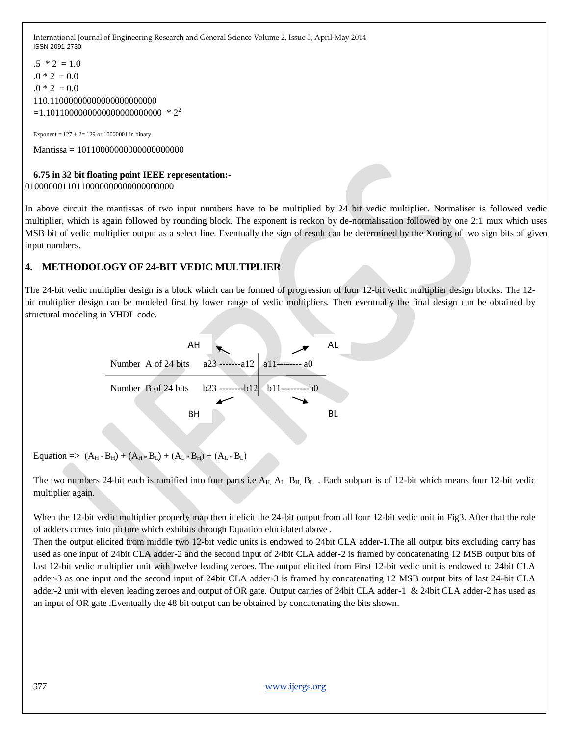.5 * 2 = 1.0

.0 * 2 = 0.0

.0 * 2 = 0.0

110.11000000000000000000000

$=1.10110000000000000000000 * 2^2$

Exponent = 127 + 2= 129 or 10000001 in binary

Mantissa = 10110000000000000000000

**6.75 in 32 bit floating point IEEE representation:-**

01000000110110000000000000000000

In above circuit the mantissas of two input numbers have to be multiplied by 24 bit vedic multiplier. Normaliser is followed vedic multiplier, which is again followed by rounding block. The exponent is reckon by de-normalisation followed by one 2:1 mux which uses MSB bit of vedic multiplier output as a select line. Eventually the sign of result can be determined by the Xoring of two sign bits of given input numbers.

## 4. METHODOLOGY OF 24-BIT VEDIC MULTIPLIER

The 24-bit vedic multiplier design is a block which can be formed of progression of four 12-bit vedic multiplier design blocks. The 12-bit multiplier design can be modeled first by lower range of vedic multipliers. Then eventually the final design can be obtained by structural modeling in VHDL code.

| | AH | AL |
|---|---|---|
| Number A of 24 bits | a23 -------a12 | a11-------- a0 |
| Number B of 24 bits | b23 --------b12 | b11---------b0 |
| | BH | BL |

Equation => $(A_H * B_H) + (A_H * B_L) + (A_L * B_H) + (A_L * B_L)$

The two numbers 24-bit each is ramified into four parts i.e $A_H$, $A_L$, $B_H$, $B_L$ . Each subpart is of 12-bit which means four 12-bit vedic multiplier again.

When the 12-bit vedic multiplier properly map then it elicit the 24-bit output from all four 12-bit vedic unit in Fig3. After that the role of adders comes into picture which exhibits through Equation elucidated above .

Then the output elicited from middle two 12-bit vedic units is endowed to 24bit CLA adder-1.The all output bits excluding carry has used as one input of 24bit CLA adder-2 and the second input of 24bit CLA adder-2 is framed by concatenating 12 MSB output bits of last 12-bit vedic multiplier unit with twelve leading zeroes. The output elicited from First 12-bit vedic unit is endowed to 24bit CLA adder-3 as one input and the second input of 24bit CLA adder-3 is framed by concatenating 12 MSB output bits of last 24-bit CLA adder-2 unit with eleven leading zeroes and output of OR gate. Output carries of 24bit CLA adder-1 & 24bit CLA adder-2 has used as an input of OR gate .Eventually the 48 bit output can be obtained by concatenating the bits shown.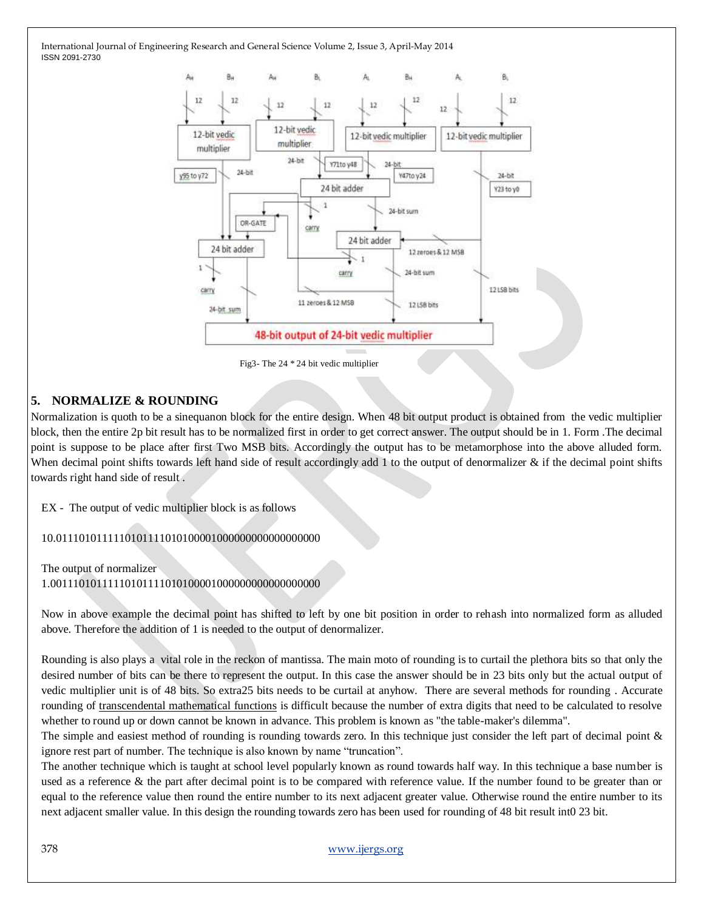Fig3- The 24 * 24 bit vedic multiplier

## 5. NORMALIZE & ROUNDING

Normalization is quoth to be a sinequanon block for the entire design. When 48 bit output product is obtained from the vedic multiplier block, then the entire 2p bit result has to be normalized first in order to get correct answer. The output should be in 1. Form .The decimal point is suppose to be place after first Two MSB bits. Accordingly the output has to be metamorphose into the above alluded form. When decimal point shifts towards left hand side of result accordingly add 1 to the output of denormalizer & if the decimal point shifts towards right hand side of result .

EX - The output of vedic multiplier block is as follows

10.0111010111110101110101000010000000000000000000

The output of normalizer
1.00111010111110101110101000010000000000000000000

Now in above example the decimal point has shifted to left by one bit position in order to rehash into normalized form as alluded above. Therefore the addition of 1 is needed to the output of denormalizer.

Rounding is also plays a vital role in the reckon of mantissa. The main moto of rounding is to curtail the plethora bits so that only the desired number of bits can be there to represent the output. In this case the answer should be in 23 bits only but the actual output of vedic multiplier unit is of 48 bits. So extra25 bits needs to be curtail at anyhow. There are several methods for rounding . Accurate rounding of transcendental mathematical functions is difficult because the number of extra digits that need to be calculated to resolve whether to round up or down cannot be known in advance. This problem is known as "the table-maker's dilemma".

The simple and easiest method of rounding is rounding towards zero. In this technique just consider the left part of decimal point & ignore rest part of number. The technique is also known by name "truncation".

The another technique which is taught at school level popularly known as round towards half way. In this technique a base number is used as a reference & the part after decimal point is to be compared with reference value. If the number found to be greater than or equal to the reference value then round the entire number to its next adjacent greater value. Otherwise round the entire number to its next adjacent smaller value. In this design the rounding towards zero has been used for rounding of 48 bit result int0 23 bit.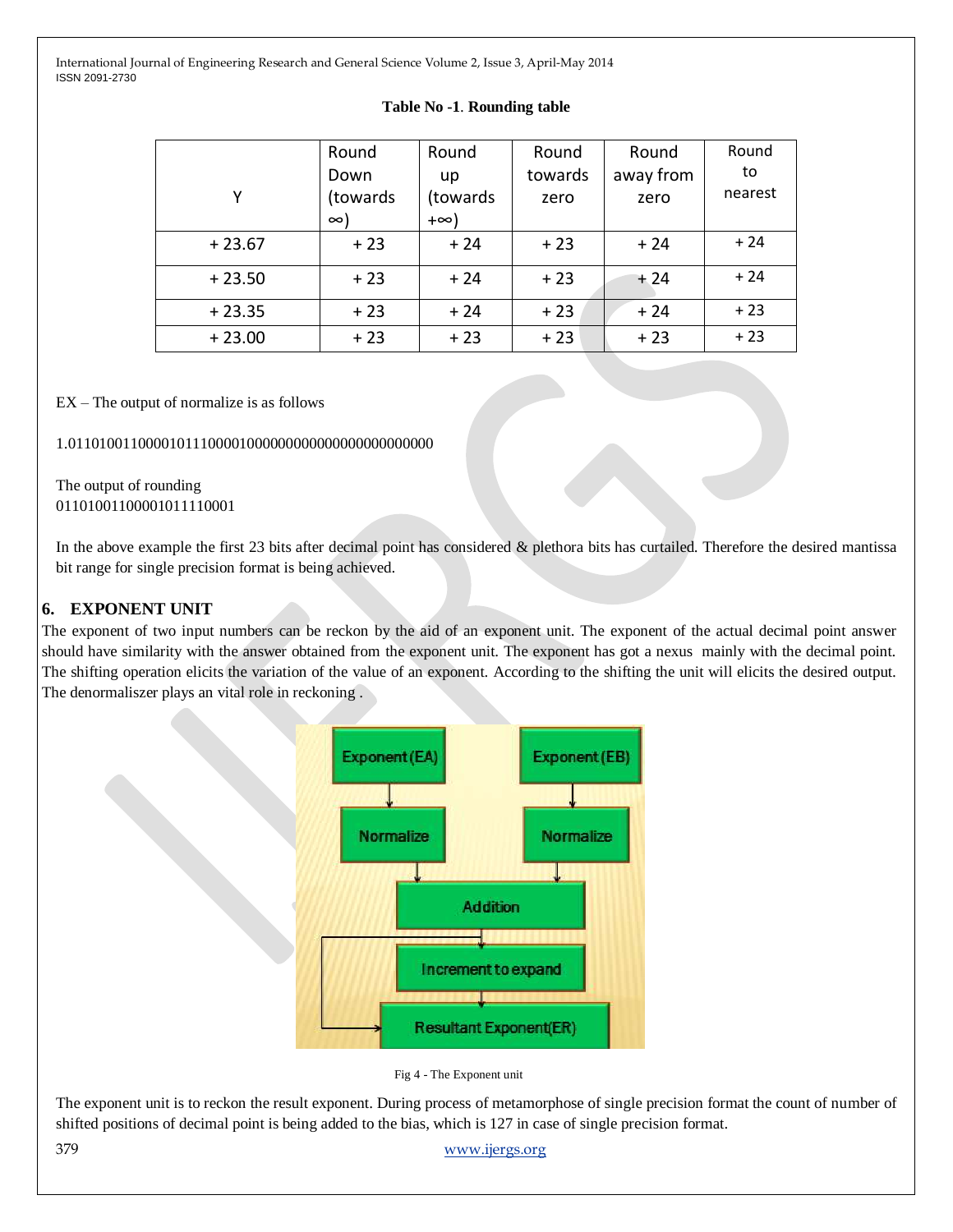**Table No -1**. **Rounding table**

| Y | Round Down (towards ∞) | Round up (towards +∞) | Round towards zero | Round away from zero | Round to nearest |
|---|---|---|---|---|---|
| + 23.67 | + 23 | + 24 | + 23 | + 24 | + 24 |
| + 23.50 | + 23 | + 24 | + 23 | + 24 | + 24 |
| + 23.35 | + 23 | + 24 | + 23 | + 24 | + 23 |
| + 23.00 | + 23 | + 23 | + 23 | + 23 | + 23 |

EX – The output of normalize is as follows

1.01101001100001011100001000000000000000000000000

The output of rounding
01101001100001011110001

In the above example the first 23 bits after decimal point has considered & plethora bits has curtailed. Therefore the desired mantissa bit range for single precision format is being achieved.

## 6. EXPONENT UNIT

The exponent of two input numbers can be reckon by the aid of an exponent unit. The exponent of the actual decimal point answer should have similarity with the answer obtained from the exponent unit. The exponent has got a nexus mainly with the decimal point. The shifting operation elicits the variation of the value of an exponent. According to the shifting the unit will elicits the desired output. The denormaliszer plays an vital role in reckoning .

Fig 4 - The Exponent unit

The exponent unit is to reckon the result exponent. During process of metamorphose of single precision format the count of number of shifted positions of decimal point is being added to the bias, which is 127 in case of single precision format.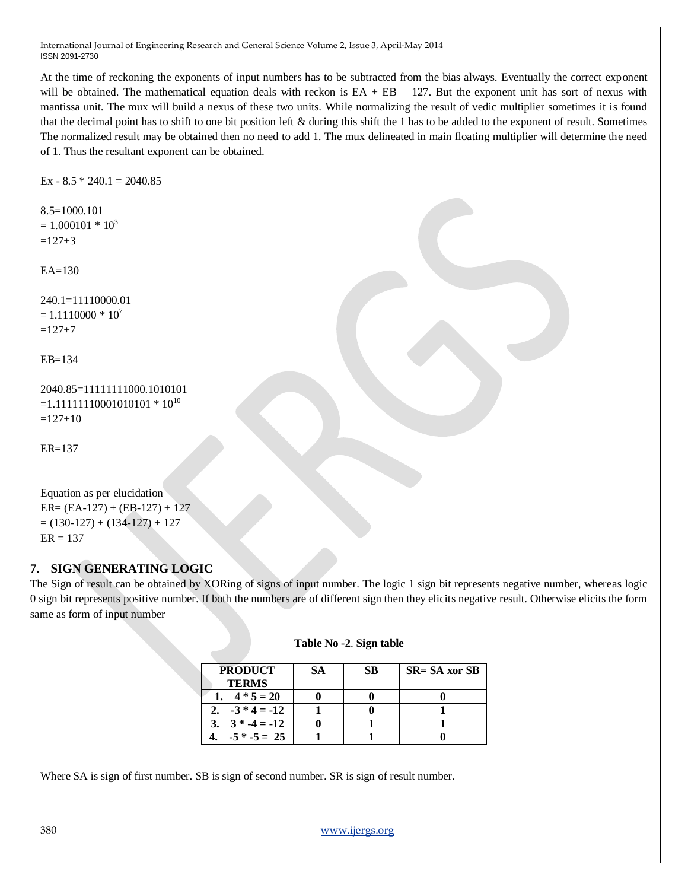At the time of reckoning the exponents of input numbers has to be subtracted from the bias always. Eventually the correct exponent will be obtained. The mathematical equation deals with reckon is EA + EB – 127. But the exponent unit has sort of nexus with mantissa unit. The mux will build a nexus of these two units. While normalizing the result of vedic multiplier sometimes it is found that the decimal point has to shift to one bit position left & during this shift the 1 has to be added to the exponent of result. Sometimes The normalized result may be obtained then no need to add 1. The mux delineated in main floating multiplier will determine the need of 1. Thus the resultant exponent can be obtained.

Ex - 8.5 * 240.1 = 2040.85

8.5=1000.101
$= 1.000101 * 10^{3}$
=127+3

EA=130

240.1=11110000.01
$= 1.1110000 * 10^{7}$
=127+7

EB=134

2040.85=11111111000.1010101
$=1.11111110001010101 * 10^{10}$
=127+10

ER=137

Equation as per elucidation
ER= (EA-127) + (EB-127) + 127
= (130-127) + (134-127) + 127
ER = 137

## 7. SIGN GENERATING LOGIC

The Sign of result can be obtained by XORing of signs of input number. The logic 1 sign bit represents negative number, whereas logic 0 sign bit represents positive number. If both the numbers are of different sign then they elicits negative result. Otherwise elicits the form same as form of input number

**Table No -2. Sign table**

| PRODUCT TERMS | SA | SB | SR= SA xor SB |
|---|---|---|---|
| 1. 4 * 5 = 20 | 0 | 0 | 0 |
| 2. -3 * 4 = -12 | 1 | 0 | 1 |
| 3. 3 * -4 = -12 | 0 | 1 | 1 |
| 4. -5 * -5 = 25 | 1 | 1 | 0 |

Where SA is sign of first number. SB is sign of second number. SR is sign of result number.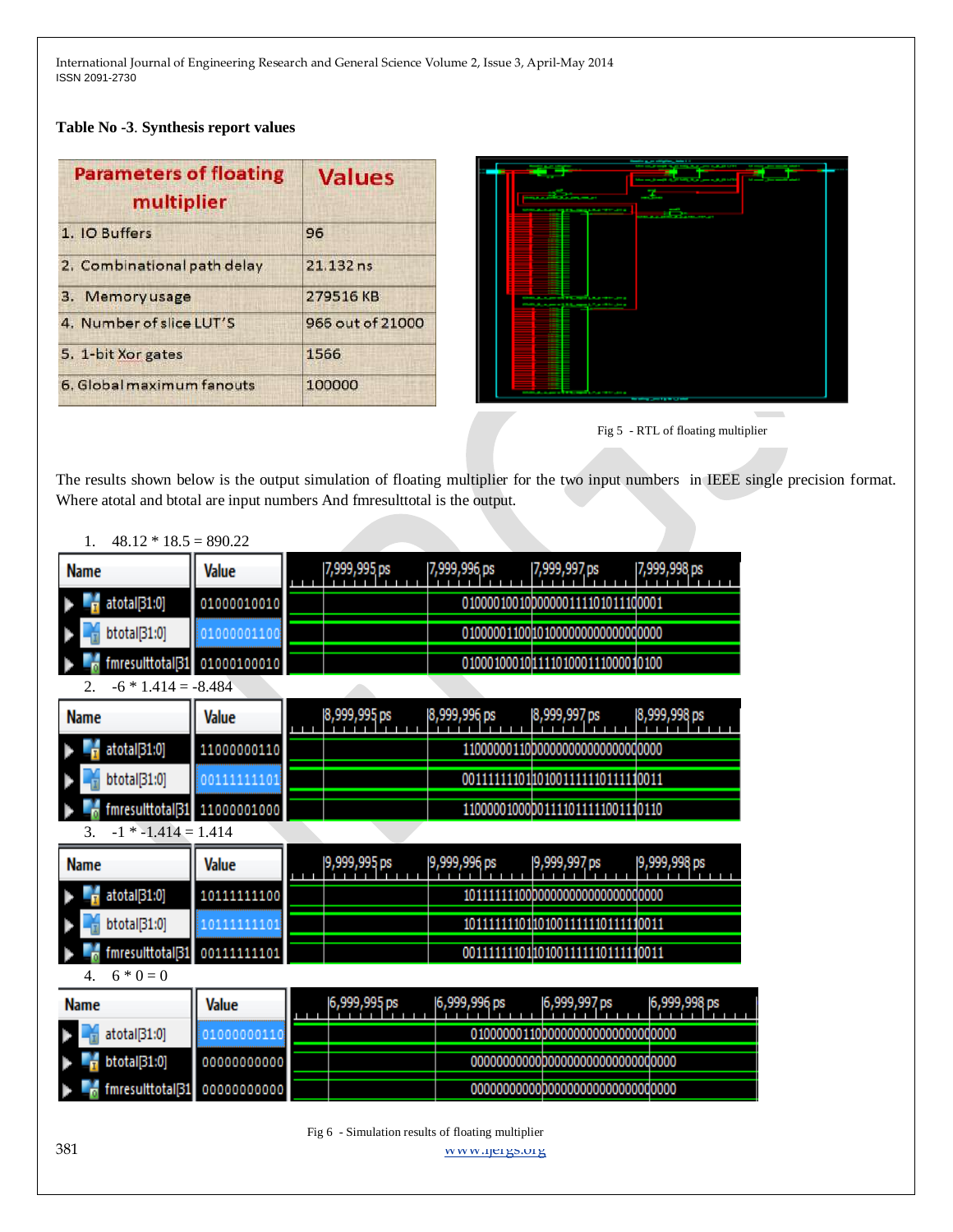**Table No -3**. **Synthesis report values**

| Parameters of floating multiplier | Values |
|---|---|
| 1. IO Buffers | 96 |
| 2. Combinational path delay | 21.132 ns |
| 3. Memory usage | 279516 KB |
| 4. Number of slice LUT'S | 966 out of 21000 |
| 5. 1-bit Xor gates | 1566 |
| 6. Global maximum fanouts | 100000 |

Fig 5 - RTL of floating multiplier

The results shown below is the output simulation of floating multiplier for the two input numbers in IEEE single precision format. Where atotal and btotal are input numbers And fmresulttotal is the output.

1. 48.12 * 18.5 = 890.22

| Name | Value | |
|---|---|---|
| atotal[31:0] | 01000010010 | 01000010010000001111010111100001 |
| btotal[31:0] | 01000001100 | 01000001100101000000000000000000 |
| fmresulttotal[31 | 01000100010 | 01000100010111101000111000010100 |

2. -6 * 1.414 = -8.484

| Name | Value | |
|---|---|---|
| atotal[31:0] | 11000000110 | 11000000110000000000000000000000 |
| btotal[31:0] | 00111111101 | 00111111101101001111110111110011 |
| fmresulttotal[31 | 11000001000 | 11000001000001111011111001110110 |

3. -1 * -1.414 = 1.414

| Name | Value | |
|---|---|---|
| atotal[31:0] | 10111111100 | 10111111100000000000000000000000 |
| btotal[31:0] | 10111111101 | 10111111101101001111110111110011 |
| fmresulttotal[31 | 00111111101 | 00111111101101001111110111110011 |

4. 6 * 0 = 0

| Name | Value | |
|---|---|---|
| atotal[31:0] | 01000000110 | 01000000110000000000000000000000 |
| btotal[31:0] | 00000000000 | 00000000000000000000000000000000 |
| fmresulttotal[31 | 00000000000 | 00000000000000000000000000000000 |

Fig 6 - Simulation results of floating multiplier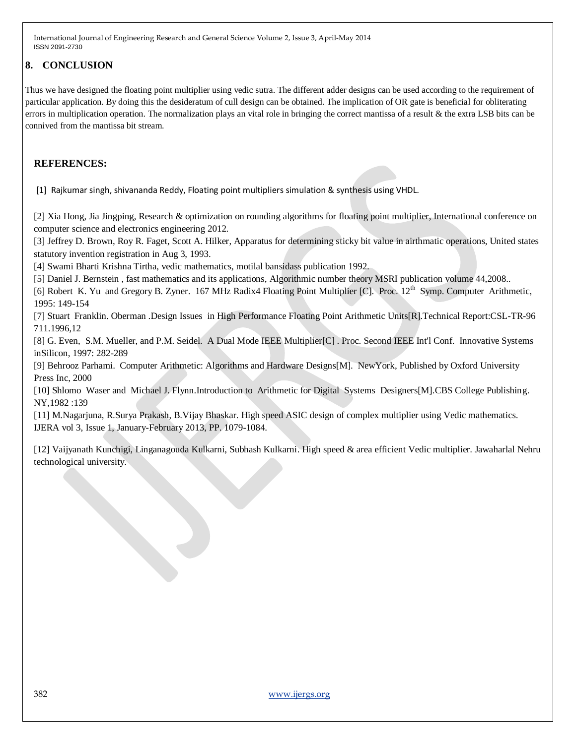## 8. CONCLUSION

Thus we have designed the floating point multiplier using vedic sutra. The different adder designs can be used according to the requirement of particular application. By doing this the desideratum of cull design can be obtained. The implication of OR gate is beneficial for obliterating errors in multiplication operation. The normalization plays an vital role in bringing the correct mantissa of a result & the extra LSB bits can be connived from the mantissa bit stream.

## REFERENCES:

[1] Rajkumar singh, shivananda Reddy, Floating point multipliers simulation & synthesis using VHDL.

[2] Xia Hong, Jia Jingping, Research & optimization on rounding algorithms for floating point multiplier, International conference on computer science and electronics engineering 2012.

[3] Jeffrey D. Brown, Roy R. Faget, Scott A. Hilker, Apparatus for determining sticky bit value in airthmatic operations, United states statutory invention registration in Aug 3, 1993.

[4] Swami Bharti Krishna Tirtha, vedic mathematics, motilal bansidass publication 1992.

[5] Daniel J. Bernstein , fast mathematics and its applications, Algorithmic number theory MSRI publication volume 44,2008..

[6] Robert K. Yu and Gregory B. Zyner. 167 MHz Radix4 Floating Point Multiplier [C]. Proc. 12th Symp. Computer Arithmetic, 1995: 149-154

[7] Stuart Franklin. Oberman .Design Issues in High Performance Floating Point Arithmetic Units[R].Technical Report:CSL-TR-96 711.1996,12

[8] G. Even, S.M. Mueller, and P.M. Seidel. A Dual Mode IEEE Multiplier[C] . Proc. Second IEEE Int'l Conf. Innovative Systems inSilicon, 1997: 282-289

[9] Behrooz Parhami. Computer Arithmetic: Algorithms and Hardware Designs[M]. NewYork, Published by Oxford University Press Inc, 2000

[10] Shlomo Waser and Michael J. Flynn.Introduction to Arithmetic for Digital Systems Designers[M].CBS College Publishing. NY,1982 :139

[11] M.Nagarjuna, R.Surya Prakash, B.Vijay Bhaskar. High speed ASIC design of complex multiplier using Vedic mathematics. IJERA vol 3, Issue 1, January-February 2013, PP. 1079-1084.

[12] Vaijyanath Kunchigi, Linganagouda Kulkarni, Subhash Kulkarni. High speed & area efficient Vedic multiplier. Jawaharlal Nehru technological university.